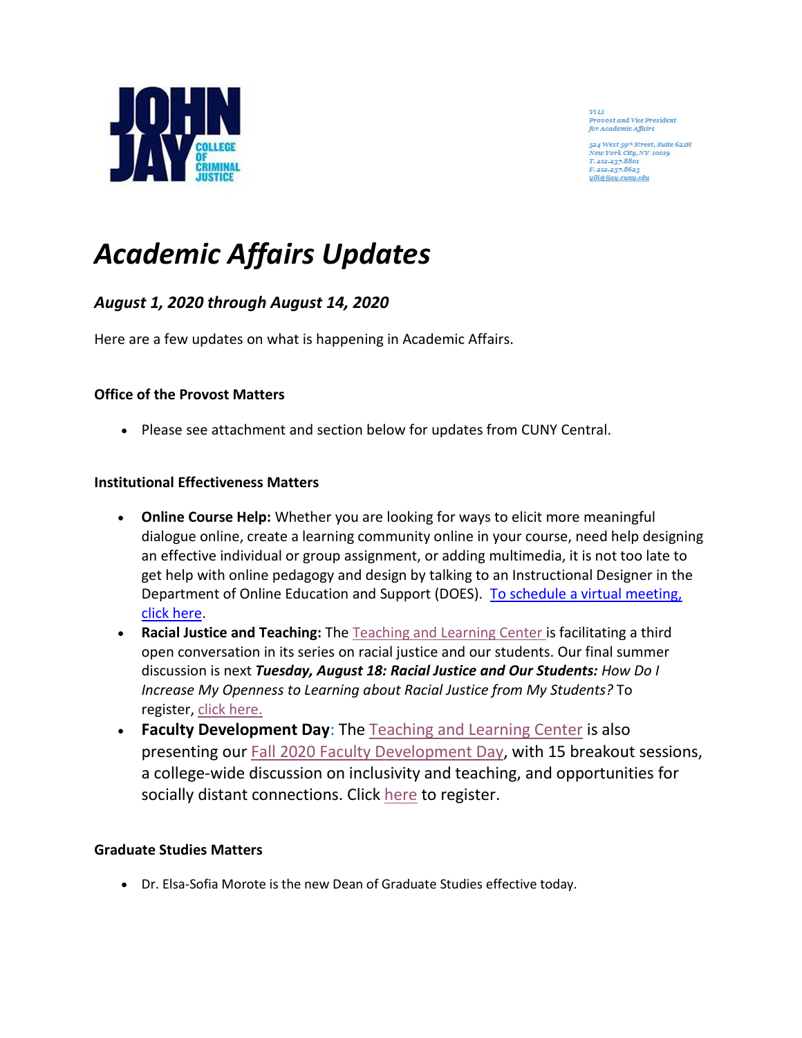Yi Li
Provost and Vice President
for Academic Affairs

524 West 59th Street, Suite 621H
New York City, NY 10019
T. 212.237.8801
F. 212.237.8623
yili@jjay.cuny.edu

# *Academic Affairs Updates*

## *August 1, 2020 through August 14, 2020*

Here are a few updates on what is happening in Academic Affairs.

**Office of the Provost Matters**

- Please see attachment and section below for updates from CUNY Central.

**Institutional Effectiveness Matters**

- **Online Course Help:** Whether you are looking for ways to elicit more meaningful dialogue online, create a learning community online in your course, need help designing an effective individual or group assignment, or adding multimedia, it is not too late to get help with online pedagogy and design by talking to an Instructional Designer in the Department of Online Education and Support (DOES). To schedule a virtual meeting, click here.
- **Racial Justice and Teaching:** The Teaching and Learning Center is facilitating a third open conversation in its series on racial justice and our students. Our final summer discussion is next ***Tuesday, August 18: Racial Justice and Our Students:*** *How Do I Increase My Openness to Learning about Racial Justice from My Students?* To register, click here.
- **Faculty Development Day**: The Teaching and Learning Center is also presenting our Fall 2020 Faculty Development Day, with 15 breakout sessions, a college-wide discussion on inclusivity and teaching, and opportunities for socially distant connections. Click here to register.

**Graduate Studies Matters**

- Dr. Elsa-Sofia Morote is the new Dean of Graduate Studies effective today.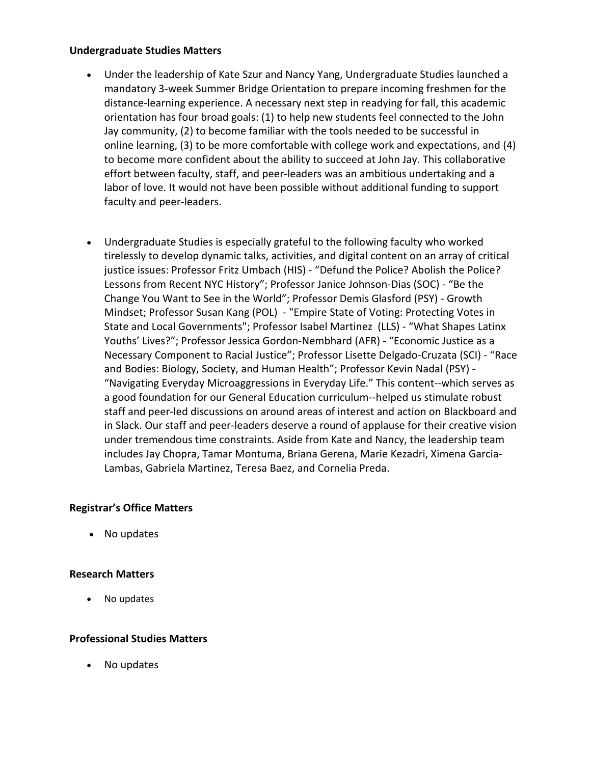**Undergraduate Studies Matters**

- Under the leadership of Kate Szur and Nancy Yang, Undergraduate Studies launched a mandatory 3-week Summer Bridge Orientation to prepare incoming freshmen for the distance-learning experience. A necessary next step in readying for fall, this academic orientation has four broad goals: (1) to help new students feel connected to the John Jay community, (2) to become familiar with the tools needed to be successful in online learning, (3) to be more comfortable with college work and expectations, and (4) to become more confident about the ability to succeed at John Jay. This collaborative effort between faculty, staff, and peer-leaders was an ambitious undertaking and a labor of love. It would not have been possible without additional funding to support faculty and peer-leaders.

- Undergraduate Studies is especially grateful to the following faculty who worked tirelessly to develop dynamic talks, activities, and digital content on an array of critical justice issues: Professor Fritz Umbach (HIS) - "Defund the Police? Abolish the Police? Lessons from Recent NYC History"; Professor Janice Johnson-Dias (SOC) - "Be the Change You Want to See in the World"; Professor Demis Glasford (PSY) - Growth Mindset; Professor Susan Kang (POL) - "Empire State of Voting: Protecting Votes in State and Local Governments"; Professor Isabel Martinez (LLS) - "What Shapes Latinx Youths' Lives?"; Professor Jessica Gordon-Nembhard (AFR) - "Economic Justice as a Necessary Component to Racial Justice"; Professor Lisette Delgado-Cruzata (SCI) - "Race and Bodies: Biology, Society, and Human Health"; Professor Kevin Nadal (PSY) - "Navigating Everyday Microaggressions in Everyday Life." This content--which serves as a good foundation for our General Education curriculum--helped us stimulate robust staff and peer-led discussions on around areas of interest and action on Blackboard and in Slack. Our staff and peer-leaders deserve a round of applause for their creative vision under tremendous time constraints. Aside from Kate and Nancy, the leadership team includes Jay Chopra, Tamar Montuma, Briana Gerena, Marie Kezadri, Ximena Garcia-Lambas, Gabriela Martinez, Teresa Baez, and Cornelia Preda.

**Registrar's Office Matters**

- No updates

**Research Matters**

- No updates

**Professional Studies Matters**

- No updates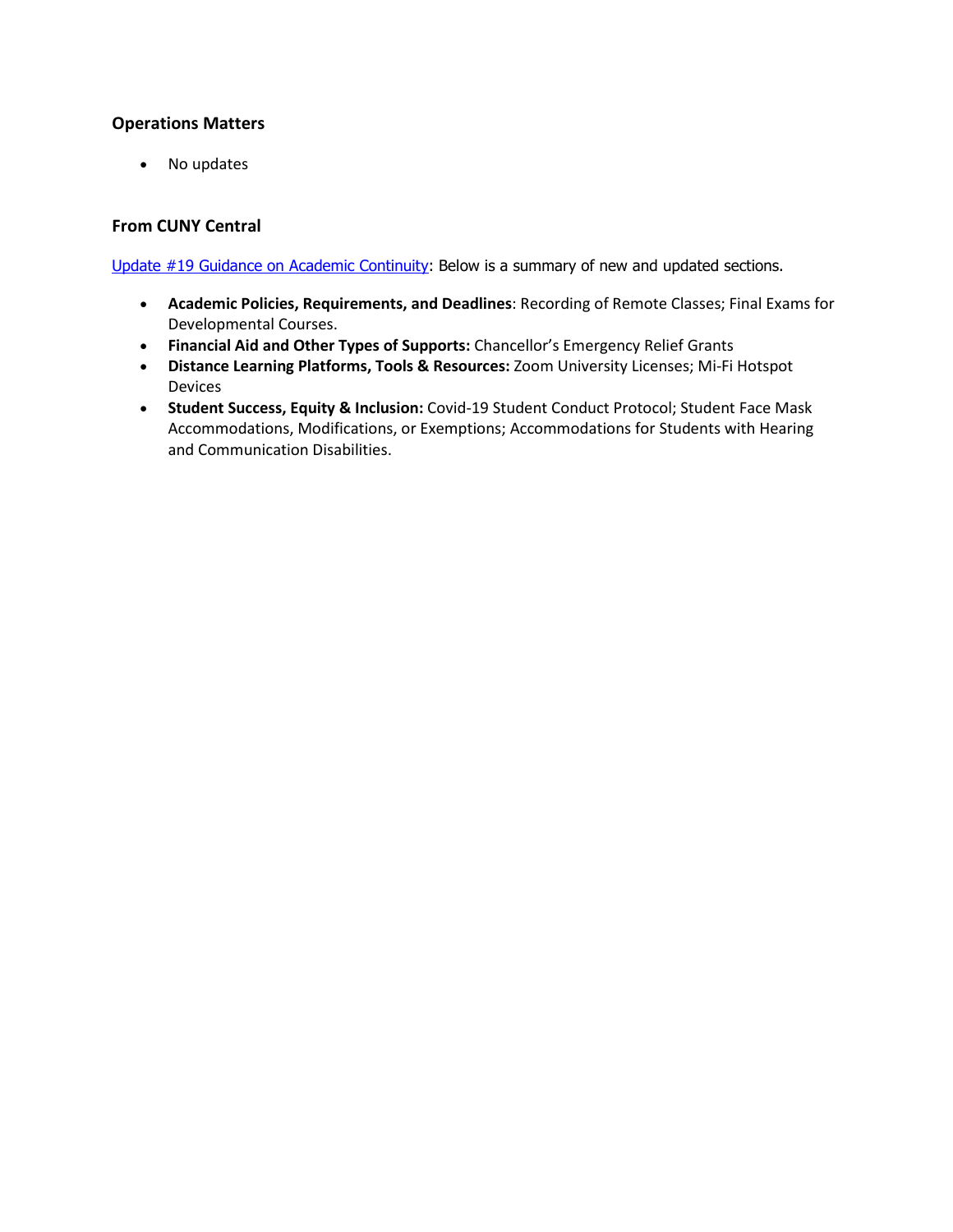### Operations Matters

- No updates

### From CUNY Central

Update #19 Guidance on Academic Continuity: Below is a summary of new and updated sections.

- **Academic Policies, Requirements, and Deadlines**: Recording of Remote Classes; Final Exams for Developmental Courses.
- **Financial Aid and Other Types of Supports:** Chancellor's Emergency Relief Grants
- **Distance Learning Platforms, Tools & Resources:** Zoom University Licenses; Mi-Fi Hotspot Devices
- **Student Success, Equity & Inclusion:** Covid-19 Student Conduct Protocol; Student Face Mask Accommodations, Modifications, or Exemptions; Accommodations for Students with Hearing and Communication Disabilities.